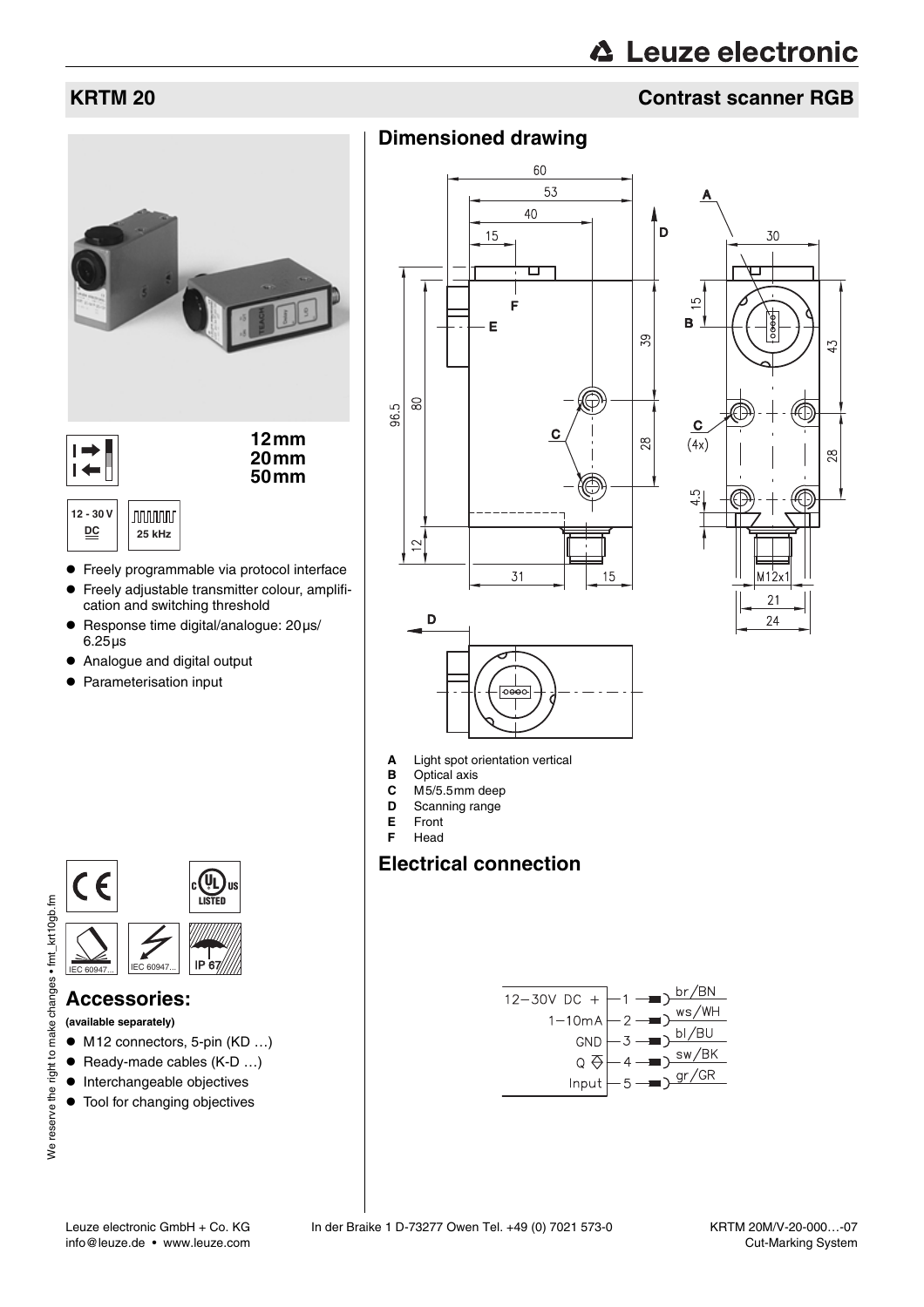## KRTM 20

## Contrast scanner RGB

12 mm
20 mm
50 mm

12 - 30 V DC

25 kHz

- Freely programmable via protocol interface
- Freely adjustable transmitter colour, amplification and switching threshold
- Response time digital/analogue: 20 µs/ 6.25 µs
- Analogue and digital output
- Parameterisation input

## Accessories:

**(available separately)**

- M12 connectors, 5-pin (KD …)
- Ready-made cables (K-D …)
- Interchangeable objectives
- Tool for changing objectives

## Dimensioned drawing

- **A** Light spot orientation vertical
- **B** Optical axis
- **C** M5/5.5mm deep
- **D** Scanning range
- **E** Front
- **F** Head

## Electrical connection

| Signal | Pin | Colour |
|---|---|---|
| 12–30V DC + | 1 | br/BN |
| 1–10mA | 2 | ws/WH |
| GND | 3 | bl/BU |
| Q | 4 | sw/BK |
| Input | 5 | gr/GR |

Leuze electronic GmbH + Co. KG
info@leuze.de • www.leuze.com

In der Braike 1 D-73277 Owen Tel. +49 (0) 7021 573-0

KRTM 20M/V-20-000…-07
Cut-Marking System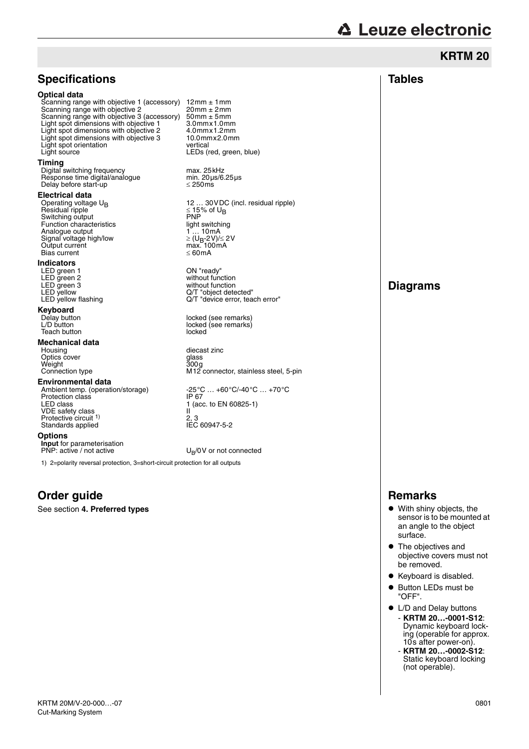## KRTM 20

## Specifications

### Optical data

| | |
|---|---|
| Scanning range with objective 1 (accessory) | 12mm ± 1mm |
| Scanning range with objective 2 | 20mm ± 2mm |
| Scanning range with objective 3 (accessory) | 50mm ± 5mm |
| Light spot dimensions with objective 1 | 3.0mmx1.0mm |
| Light spot dimensions with objective 2 | 4.0mmx1.2mm |
| Light spot dimensions with objective 3 | 10.0mmx2.0mm |
| Light spot orientation | vertical |
| Light source | LEDs (red, green, blue) |

### Timing

| | |
|---|---|
| Digital switching frequency | max. 25kHz |
| Response time digital/analogue | min. 20µs/6.25µs |
| Delay before start-up | ≤ 250ms |

### Electrical data

| | |
|---|---|
| Operating voltage $U_B$ | 12 … 30VDC (incl. residual ripple) |
| Residual ripple | ≤ 15% of $U_B$ |
| Switching output | PNP |
| Function characteristics | light switching |
| Analogue output | 1 … 10mA |
| Signal voltage high/low | ≥ ($U_B$-2V)/≤ 2V |
| Output current | max. 100mA |
| Bias current | ≤ 60mA |

### Indicators

| | |
|---|---|
| LED green 1 | ON "ready" |
| LED green 2 | without function |
| LED green 3 | without function |
| LED yellow | Q/T "object detected" |
| LED yellow flashing | Q/T "device error, teach error" |

### Keyboard

| | |
|---|---|
| Delay button | locked (see remarks) |
| L/D button | locked (see remarks) |
| Teach button | locked |

### Mechanical data

| | |
|---|---|
| Housing | diecast zinc |
| Optics cover | glass |
| Weight | 300g |
| Connection type | M12 connector, stainless steel, 5-pin |

### Environmental data

| | |
|---|---|
| Ambient temp. (operation/storage) | -25°C … +60°C/-40°C … +70°C |
| Protection class | IP 67 |
| LED class | 1 (acc. to EN 60825-1) |
| VDE safety class | II |
| Protective circuit [1] | 2, 3 |
| Standards applied | IEC 60947-5-2 |

### Options

| | |
|---|---|
| **Input** for parameterisation | |
| PNP: active / not active | $U_B$/0V or not connected |

1) 2=polarity reversal protection, 3=short-circuit protection for all outputs

## Order guide

See section **4. Preferred types**

## Tables

## Diagrams

## Remarks

- With shiny objects, the sensor is to be mounted at an angle to the object surface.
- The objectives and objective covers must not be removed.
- Keyboard is disabled.
- Button LEDs must be "OFF".
- L/D and Delay buttons
  - **KRTM 20…-0001-S12**: Dynamic keyboard locking (operable for approx. 10s after power-on).
  - **KRTM 20…-0002-S12**: Static keyboard locking (not operable).

KRTM 20M/V-20-000…-07
Cut-Marking System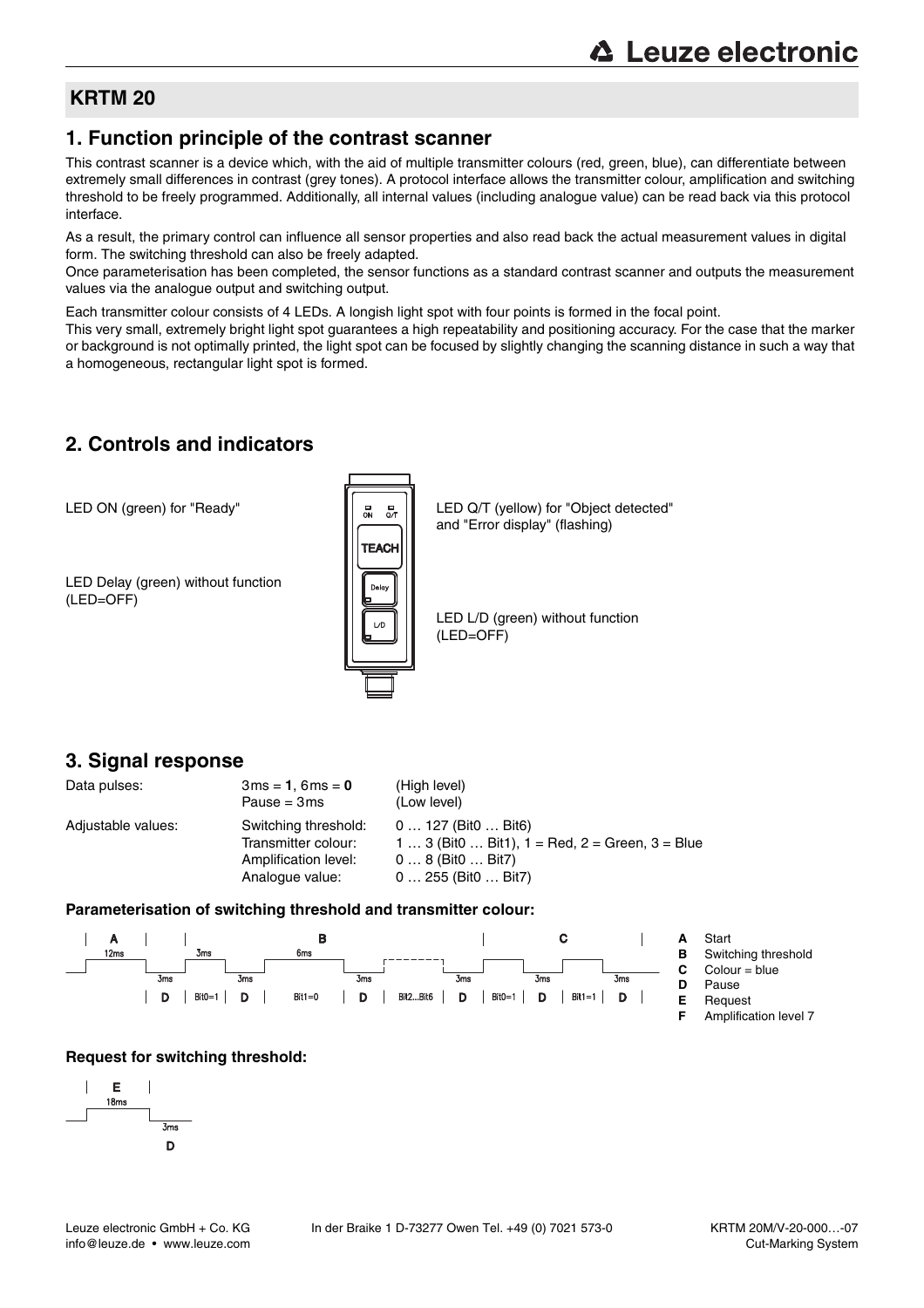## KRTM 20

## 1. Function principle of the contrast scanner

This contrast scanner is a device which, with the aid of multiple transmitter colours (red, green, blue), can differentiate between extremely small differences in contrast (grey tones). A protocol interface allows the transmitter colour, amplification and switching threshold to be freely programmed. Additionally, all internal values (including analogue value) can be read back via this protocol interface.

As a result, the primary control can influence all sensor properties and also read back the actual measurement values in digital form. The switching threshold can also be freely adapted.
Once parameterisation has been completed, the sensor functions as a standard contrast scanner and outputs the measurement values via the analogue output and switching output.

Each transmitter colour consists of 4 LEDs. A longish light spot with four points is formed in the focal point.
This very small, extremely bright light spot guarantees a high repeatability and positioning accuracy. For the case that the marker or background is not optimally printed, the light spot can be focused by slightly changing the scanning distance in such a way that a homogeneous, rectangular light spot is formed.

## 2. Controls and indicators

LED ON (green) for "Ready"

LED Delay (green) without function (LED=OFF)

LED Q/T (yellow) for "Object detected" and "Error display" (flashing)

LED L/D (green) without function (LED=OFF)

## 3. Signal response

| | | |
|---|---|---|
| Data pulses: | 3ms = **1**, 6ms = **0** | (High level) |
| | Pause = 3ms | (Low level) |
| Adjustable values: | Switching threshold: | 0 … 127 (Bit0 … Bit6) |
| | Transmitter colour: | 1 … 3 (Bit0 … Bit1), 1 = Red, 2 = Green, 3 = Blue |
| | Amplification level: | 0 … 8 (Bit0 … Bit7) |
| | Analogue value: | 0 … 255 (Bit0 … Bit7) |

**Parameterisation of switching threshold and transmitter colour:**

A: 12ms | D: 3ms | Bit0=1: 3ms | D: 3ms | Bit1=0: 6ms | D: 3ms | Bit2...Bit6 | D: 3ms | Bit0=1 | D: 3ms | Bit1=1 | D: 3ms

- **A** Start
- **B** Switching threshold
- **C** Colour = blue
- **D** Pause
- **E** Request
- **F** Amplification level 7

**Request for switching threshold:**

E: 18ms | D: 3ms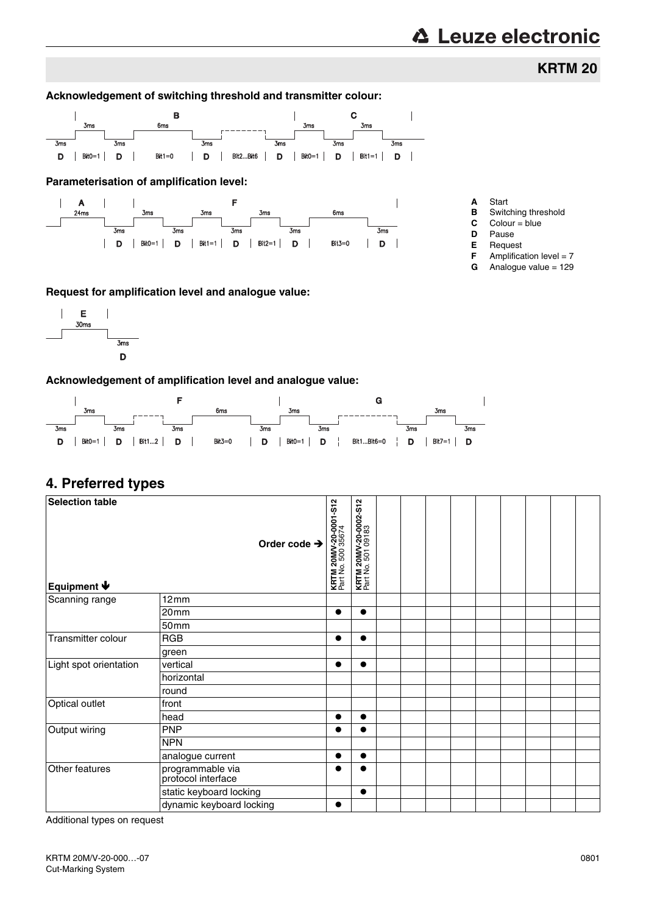**Acknowledgement of switching threshold and transmitter colour:**

B
C
3ms
6ms
3ms
3ms
3ms
3ms
3ms
3ms
3ms
3ms
D | Bit0=1 | D | Bit1=0 | D | Bit2...Bit6 | D | Bit0=1 | D | Bit1=1 | D

**Parameterisation of amplification level:**

A
F
24ms
3ms
3ms
3ms
6ms
3ms
3ms
3ms
3ms
3ms
D | Bit0=1 | D | Bit1=1 | D | Bit2=1 | D | Bit3=0 | D

**A** Start
**B** Switching threshold
**C** Colour = blue
**D** Pause
**E** Request
**F** Amplification level = 7
**G** Analogue value = 129

**Request for amplification level and analogue value:**

E
30ms
3ms
D

**Acknowledgement of amplification level and analogue value:**

F
G
3ms
6ms
3ms
3ms
3ms
3ms
3ms
3ms
3ms
3ms
3ms
D | Bit0=1 | D | Bit1...2 | D | Bit3=0 | D | Bit0=1 | D | Bit1...Bit6=0 | D | Bit7=1 | D

## 4. Preferred types

| **Selection table** <br> **Order code →** <br> **Equipment ↓** | | **KRTM 20M/V-20-0001-S12** Part No. 500 35674 | **KRTM 20M/V-20-0002-S12** Part No. 501 09183 | | | | | | | | | |
|---|---|---|---|---|---|---|---|---|---|---|---|---|
| Scanning range | 12mm | | | | | | | | | | | |
| | 20mm | ● | ● | | | | | | | | | |
| | 50mm | | | | | | | | | | | |
| Transmitter colour | RGB | ● | ● | | | | | | | | | |
| | green | | | | | | | | | | | |
| Light spot orientation | vertical | ● | ● | | | | | | | | | |
| | horizontal | | | | | | | | | | | |
| | round | | | | | | | | | | | |
| Optical outlet | front | | | | | | | | | | | |
| | head | ● | ● | | | | | | | | | |
| Output wiring | PNP | ● | ● | | | | | | | | | |
| | NPN | | | | | | | | | | | |
| | analogue current | ● | ● | | | | | | | | | |
| Other features | programmable via protocol interface | ● | ● | | | | | | | | | |
| | static keyboard locking | | ● | | | | | | | | | |
| | dynamic keyboard locking | ● | | | | | | | | | | |

Additional types on request